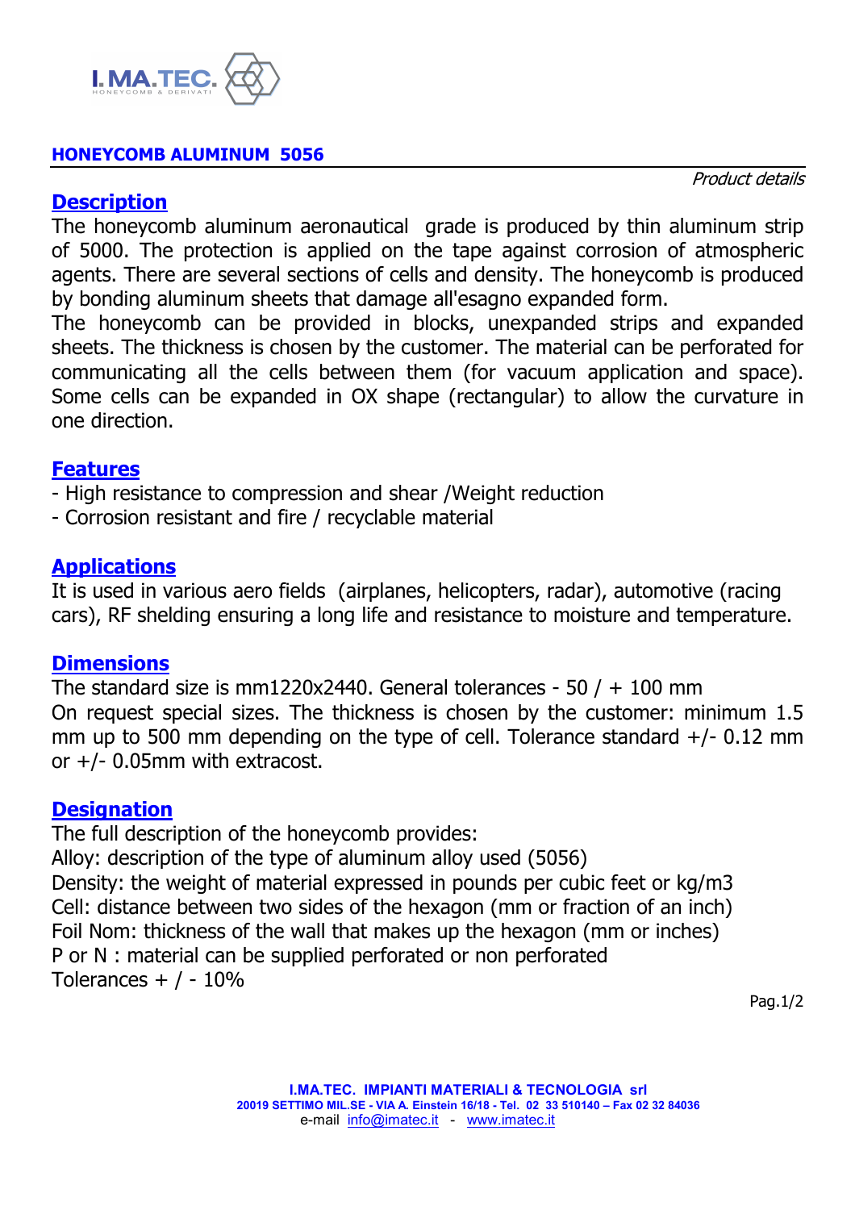I.MA.TEC. HONEYCOMB & DERIVATI

**HONEYCOMB ALUMINUM 5056**

*Product details*

## Description

The honeycomb aluminum aeronautical grade is produced by thin aluminum strip of 5000. The protection is applied on the tape against corrosion of atmospheric agents. There are several sections of cells and density. The honeycomb is produced by bonding aluminum sheets that damage all'esagno expanded form.

The honeycomb can be provided in blocks, unexpanded strips and expanded sheets. The thickness is chosen by the customer. The material can be perforated for communicating all the cells between them (for vacuum application and space). Some cells can be expanded in OX shape (rectangular) to allow the curvature in one direction.

## Features

- High resistance to compression and shear /Weight reduction
- Corrosion resistant and fire / recyclable material

## Applications

It is used in various aero fields (airplanes, helicopters, radar), automotive (racing cars), RF shelding ensuring a long life and resistance to moisture and temperature.

## Dimensions

The standard size is mm1220x2440. General tolerances - 50 / + 100 mm

On request special sizes. The thickness is chosen by the customer: minimum 1.5 mm up to 500 mm depending on the type of cell. Tolerance standard +/- 0.12 mm or +/- 0.05mm with extracost.

## Designation

The full description of the honeycomb provides:

Alloy: description of the type of aluminum alloy used (5056)

Density: the weight of material expressed in pounds per cubic feet or kg/m3

Cell: distance between two sides of the hexagon (mm or fraction of an inch)

Foil Nom: thickness of the wall that makes up the hexagon (mm or inches)

P or N : material can be supplied perforated or non perforated

Tolerances + / - 10%

**I.MA.TEC. IMPIANTI MATERIALI & TECNOLOGIA srl**
**20019 SETTIMO MIL.SE - VIA A. Einstein 16/18 - Tel. 02 33 510140 – Fax 02 32 84036**
e-mail info@imatec.it - www.imatec.it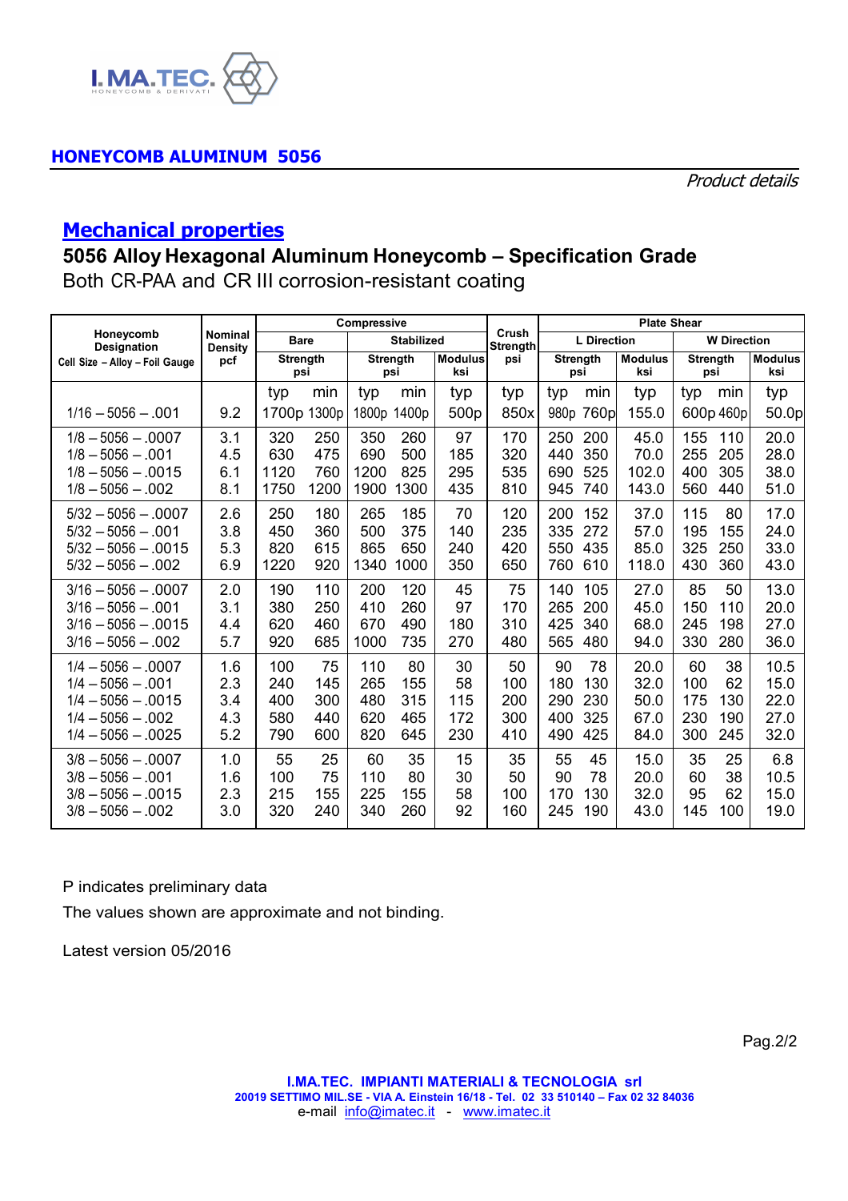I.MA.TEC. HONEYCOMB & DERIVATI

## HONEYCOMB ALUMINUM 5056

*Product details*

# Mechanical properties

### 5056 Alloy Hexagonal Aluminum Honeycomb – Specification Grade

Both CR-PAA and CR III corrosion-resistant coating

| Honeycomb Designation | Nominal Density | Compressive | | | | | Crush Strength | Plate Shear | | | | | |
|---|---|---|---|---|---|---|---|---|---|---|---|---|---|
| | | Bare | | Stabilized | | | | L Direction | | | W Direction | | |
| Cell Size – Alloy – Foil Gauge | pcf | Strength psi | | Strength psi | | Modulus ksi | psi | Strength psi | | Modulus ksi | Strength psi | | Modulus ksi |
| | | typ | min | typ | min | typ | typ | typ | min | typ | typ | min | typ |
| 1/16 – 5056 – .001 | 9.2 | 1700p | 1300p | 1800p | 1400p | 500p | 850x | 980p | 760p | 155.0 | 600p | 460p | 50.0p |
| 1/8 – 5056 – .0007 | 3.1 | 320 | 250 | 350 | 260 | 97 | 170 | 250 | 200 | 45.0 | 155 | 110 | 20.0 |
| 1/8 – 5056 – .001 | 4.5 | 630 | 475 | 690 | 500 | 185 | 320 | 440 | 350 | 70.0 | 255 | 205 | 28.0 |
| 1/8 – 5056 – .0015 | 6.1 | 1120 | 760 | 1200 | 825 | 295 | 535 | 690 | 525 | 102.0 | 400 | 305 | 38.0 |
| 1/8 – 5056 – .002 | 8.1 | 1750 | 1200 | 1900 | 1300 | 435 | 810 | 945 | 740 | 143.0 | 560 | 440 | 51.0 |
| 5/32 – 5056 – .0007 | 2.6 | 250 | 180 | 265 | 185 | 70 | 120 | 200 | 152 | 37.0 | 115 | 80 | 17.0 |
| 5/32 – 5056 – .001 | 3.8 | 450 | 360 | 500 | 375 | 140 | 235 | 335 | 272 | 57.0 | 195 | 155 | 24.0 |
| 5/32 – 5056 – .0015 | 5.3 | 820 | 615 | 865 | 650 | 240 | 420 | 550 | 435 | 85.0 | 325 | 250 | 33.0 |
| 5/32 – 5056 – .002 | 6.9 | 1220 | 920 | 1340 | 1000 | 350 | 650 | 760 | 610 | 118.0 | 430 | 360 | 43.0 |
| 3/16 – 5056 – .0007 | 2.0 | 190 | 110 | 200 | 120 | 45 | 75 | 140 | 105 | 27.0 | 85 | 50 | 13.0 |
| 3/16 – 5056 – .001 | 3.1 | 380 | 250 | 410 | 260 | 97 | 170 | 265 | 200 | 45.0 | 150 | 110 | 20.0 |
| 3/16 – 5056 – .0015 | 4.4 | 620 | 460 | 670 | 490 | 180 | 310 | 425 | 340 | 68.0 | 245 | 198 | 27.0 |
| 3/16 – 5056 – .002 | 5.7 | 920 | 685 | 1000 | 735 | 270 | 480 | 565 | 480 | 94.0 | 330 | 280 | 36.0 |
| 1/4 – 5056 – .0007 | 1.6 | 100 | 75 | 110 | 80 | 30 | 50 | 90 | 78 | 20.0 | 60 | 38 | 10.5 |
| 1/4 – 5056 – .001 | 2.3 | 240 | 145 | 265 | 155 | 58 | 100 | 180 | 130 | 32.0 | 100 | 62 | 15.0 |
| 1/4 – 5056 – .0015 | 3.4 | 400 | 300 | 480 | 315 | 115 | 200 | 290 | 230 | 50.0 | 175 | 130 | 22.0 |
| 1/4 – 5056 – .002 | 4.3 | 580 | 440 | 620 | 465 | 172 | 300 | 400 | 325 | 67.0 | 230 | 190 | 27.0 |
| 1/4 – 5056 – .0025 | 5.2 | 790 | 600 | 820 | 645 | 230 | 410 | 490 | 425 | 84.0 | 300 | 245 | 32.0 |
| 3/8 – 5056 – .0007 | 1.0 | 55 | 25 | 60 | 35 | 15 | 35 | 55 | 45 | 15.0 | 35 | 25 | 6.8 |
| 3/8 – 5056 – .001 | 1.6 | 100 | 75 | 110 | 80 | 30 | 50 | 90 | 78 | 20.0 | 60 | 38 | 10.5 |
| 3/8 – 5056 – .0015 | 2.3 | 215 | 155 | 225 | 155 | 58 | 100 | 170 | 130 | 32.0 | 95 | 62 | 15.0 |
| 3/8 – 5056 – .002 | 3.0 | 320 | 240 | 340 | 260 | 92 | 160 | 245 | 190 | 43.0 | 145 | 100 | 19.0 |

P indicates preliminary data

The values shown are approximate and not binding.

Latest version 05/2016

**I.MA.TEC. IMPIANTI MATERIALI & TECNOLOGIA srl**
**20019 SETTIMO MIL.SE - VIA A. Einstein 16/18 - Tel. 02 33 510140 – Fax 02 32 84036**
e-mail info@imatec.it - www.imatec.it